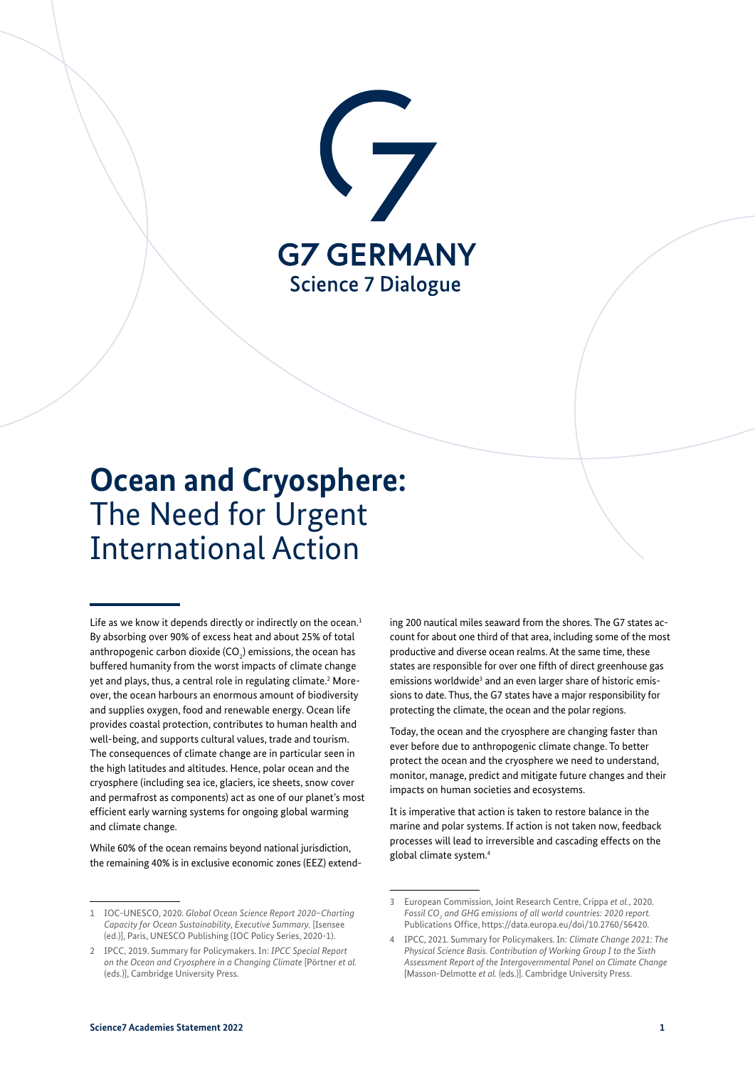G7 GERMANY
Science 7 Dialogue

# **Ocean and Cryosphere:** The Need for Urgent International Action

Life as we know it depends directly or indirectly on the ocean.[1] By absorbing over 90% of excess heat and about 25% of total anthropogenic carbon dioxide ($CO_2$) emissions, the ocean has buffered humanity from the worst impacts of climate change yet and plays, thus, a central role in regulating climate.[2] Moreover, the ocean harbours an enormous amount of biodiversity and supplies oxygen, food and renewable energy. Ocean life provides coastal protection, contributes to human health and well-being, and supports cultural values, trade and tourism. The consequences of climate change are in particular seen in the high latitudes and altitudes. Hence, polar ocean and the cryosphere (including sea ice, glaciers, ice sheets, snow cover and permafrost as components) act as one of our planet's most efficient early warning systems for ongoing global warming and climate change.

While 60% of the ocean remains beyond national jurisdiction, the remaining 40% is in exclusive economic zones (EEZ) extending 200 nautical miles seaward from the shores. The G7 states account for about one third of that area, including some of the most productive and diverse ocean realms. At the same time, these states are responsible for over one fifth of direct greenhouse gas emissions worldwide[3] and an even larger share of historic emissions to date. Thus, the G7 states have a major responsibility for protecting the climate, the ocean and the polar regions.

Today, the ocean and the cryosphere are changing faster than ever before due to anthropogenic climate change. To better protect the ocean and the cryosphere we need to understand, monitor, manage, predict and mitigate future changes and their impacts on human societies and ecosystems.

It is imperative that action is taken to restore balance in the marine and polar systems. If action is not taken now, feedback processes will lead to irreversible and cascading effects on the global climate system.[4]

---

1 IOC-UNESCO, 2020. *Global Ocean Science Report 2020–Charting Capacity for Ocean Sustainability, Executive Summary.* [Isensee (ed.)], Paris, UNESCO Publishing (IOC Policy Series, 2020-1).

2 IPCC, 2019. Summary for Policymakers. In: *IPCC Special Report on the Ocean and Cryosphere in a Changing Climate* [Pörtner *et al.* (eds.)], Cambridge University Press.

3 European Commission, Joint Research Centre, Crippa *et al.*, 2020. *Fossil $CO_2$ and GHG emissions of all world countries: 2020 report.* Publications Office, https://data.europa.eu/doi/10.2760/56420.

4 IPCC, 2021. Summary for Policymakers. In: *Climate Change 2021: The Physical Science Basis. Contribution of Working Group I to the Sixth Assessment Report of the Intergovernmental Panel on Climate Change* [Masson-Delmotte *et al.* (eds.)]. Cambridge University Press.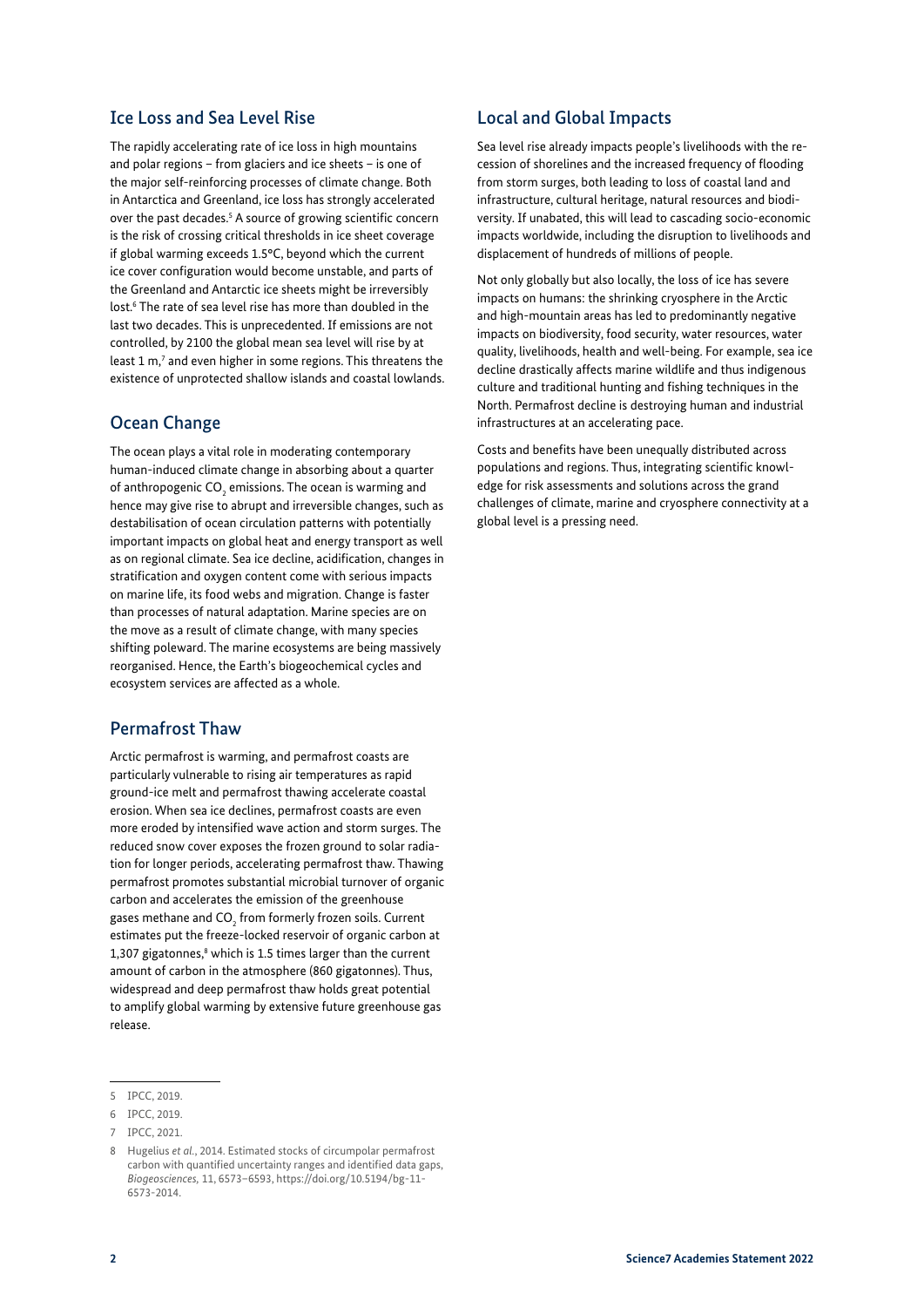## Ice Loss and Sea Level Rise

The rapidly accelerating rate of ice loss in high mountains and polar regions – from glaciers and ice sheets – is one of the major self-reinforcing processes of climate change. Both in Antarctica and Greenland, ice loss has strongly accelerated over the past decades.[5] A source of growing scientific concern is the risk of crossing critical thresholds in ice sheet coverage if global warming exceeds 1.5°C, beyond which the current ice cover configuration would become unstable, and parts of the Greenland and Antarctic ice sheets might be irreversibly lost.[6] The rate of sea level rise has more than doubled in the last two decades. This is unprecedented. If emissions are not controlled, by 2100 the global mean sea level will rise by at least 1 m,[7] and even higher in some regions. This threatens the existence of unprotected shallow islands and coastal lowlands.

## Ocean Change

The ocean plays a vital role in moderating contemporary human-induced climate change in absorbing about a quarter of anthropogenic $CO_2$ emissions. The ocean is warming and hence may give rise to abrupt and irreversible changes, such as destabilisation of ocean circulation patterns with potentially important impacts on global heat and energy transport as well as on regional climate. Sea ice decline, acidification, changes in stratification and oxygen content come with serious impacts on marine life, its food webs and migration. Change is faster than processes of natural adaptation. Marine species are on the move as a result of climate change, with many species shifting poleward. The marine ecosystems are being massively reorganised. Hence, the Earth's biogeochemical cycles and ecosystem services are affected as a whole.

## Permafrost Thaw

Arctic permafrost is warming, and permafrost coasts are particularly vulnerable to rising air temperatures as rapid ground-ice melt and permafrost thawing accelerate coastal erosion. When sea ice declines, permafrost coasts are even more eroded by intensified wave action and storm surges. The reduced snow cover exposes the frozen ground to solar radiation for longer periods, accelerating permafrost thaw. Thawing permafrost promotes substantial microbial turnover of organic carbon and accelerates the emission of the greenhouse gases methane and $CO_2$ from formerly frozen soils. Current estimates put the freeze-locked reservoir of organic carbon at 1,307 gigatonnes,[8] which is 1.5 times larger than the current amount of carbon in the atmosphere (860 gigatonnes). Thus, widespread and deep permafrost thaw holds great potential to amplify global warming by extensive future greenhouse gas release.

## Local and Global Impacts

Sea level rise already impacts people's livelihoods with the recession of shorelines and the increased frequency of flooding from storm surges, both leading to loss of coastal land and infrastructure, cultural heritage, natural resources and biodiversity. If unabated, this will lead to cascading socio-economic impacts worldwide, including the disruption to livelihoods and displacement of hundreds of millions of people.

Not only globally but also locally, the loss of ice has severe impacts on humans: the shrinking cryosphere in the Arctic and high-mountain areas has led to predominantly negative impacts on biodiversity, food security, water resources, water quality, livelihoods, health and well-being. For example, sea ice decline drastically affects marine wildlife and thus indigenous culture and traditional hunting and fishing techniques in the North. Permafrost decline is destroying human and industrial infrastructures at an accelerating pace.

Costs and benefits have been unequally distributed across populations and regions. Thus, integrating scientific knowledge for risk assessments and solutions across the grand challenges of climate, marine and cryosphere connectivity at a global level is a pressing need.

---

5 IPCC, 2019.

6 IPCC, 2019.

7 IPCC, 2021.

8 Hugelius *et al.*, 2014. Estimated stocks of circumpolar permafrost carbon with quantified uncertainty ranges and identified data gaps, *Biogeosciences,* 11, 6573–6593, https://doi.org/10.5194/bg-11-6573-2014.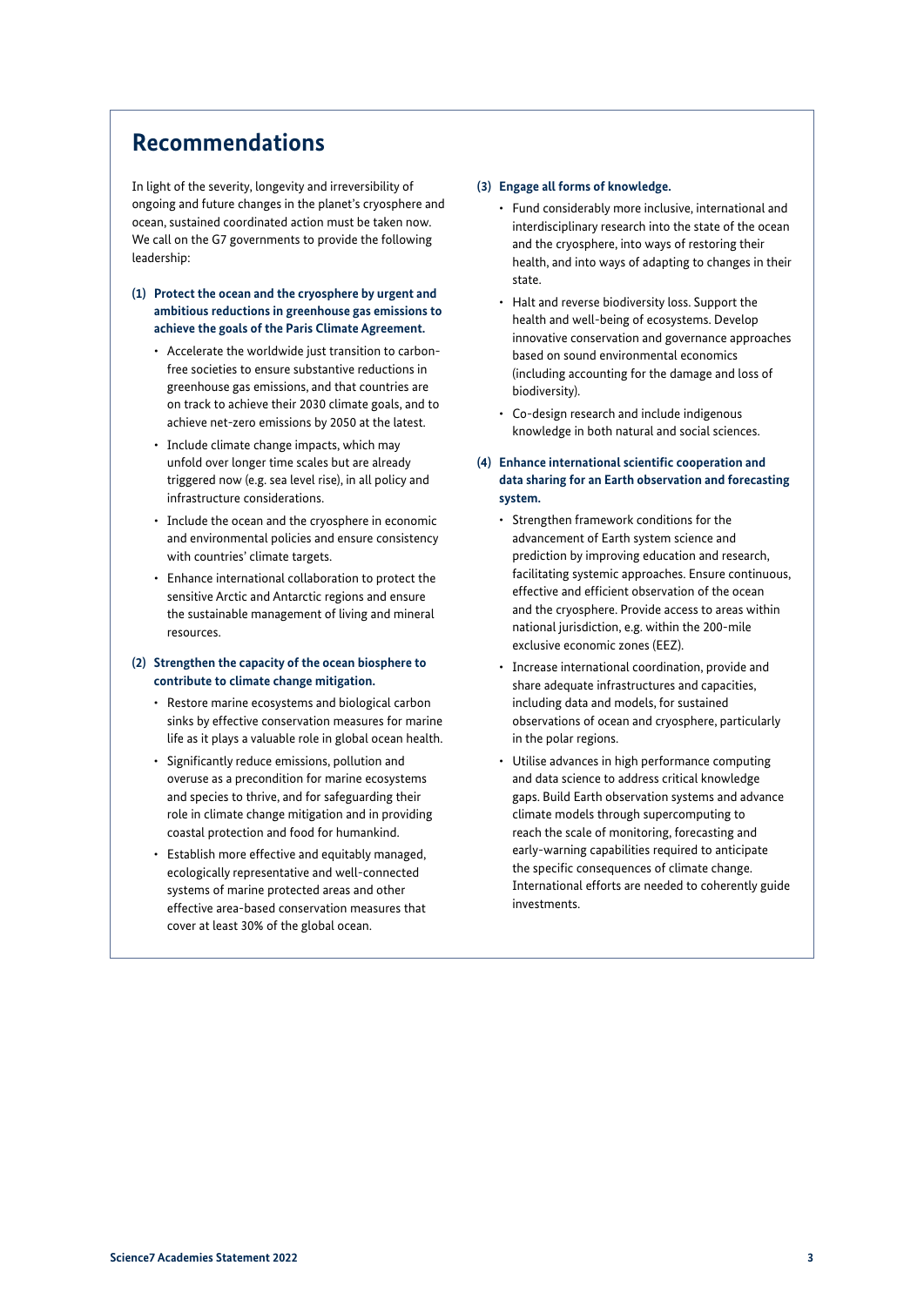## Recommendations

In light of the severity, longevity and irreversibility of ongoing and future changes in the planet's cryosphere and ocean, sustained coordinated action must be taken now. We call on the G7 governments to provide the following leadership:

**(1) Protect the ocean and the cryosphere by urgent and ambitious reductions in greenhouse gas emissions to achieve the goals of the Paris Climate Agreement.**

- Accelerate the worldwide just transition to carbon-free societies to ensure substantive reductions in greenhouse gas emissions, and that countries are on track to achieve their 2030 climate goals, and to achieve net-zero emissions by 2050 at the latest.
- Include climate change impacts, which may unfold over longer time scales but are already triggered now (e.g. sea level rise), in all policy and infrastructure considerations.
- Include the ocean and the cryosphere in economic and environmental policies and ensure consistency with countries' climate targets.
- Enhance international collaboration to protect the sensitive Arctic and Antarctic regions and ensure the sustainable management of living and mineral resources.

**(2) Strengthen the capacity of the ocean biosphere to contribute to climate change mitigation.**

- Restore marine ecosystems and biological carbon sinks by effective conservation measures for marine life as it plays a valuable role in global ocean health.
- Significantly reduce emissions, pollution and overuse as a precondition for marine ecosystems and species to thrive, and for safeguarding their role in climate change mitigation and in providing coastal protection and food for humankind.
- Establish more effective and equitably managed, ecologically representative and well-connected systems of marine protected areas and other effective area-based conservation measures that cover at least 30% of the global ocean.

**(3) Engage all forms of knowledge.**

- Fund considerably more inclusive, international and interdisciplinary research into the state of the ocean and the cryosphere, into ways of restoring their health, and into ways of adapting to changes in their state.
- Halt and reverse biodiversity loss. Support the health and well-being of ecosystems. Develop innovative conservation and governance approaches based on sound environmental economics (including accounting for the damage and loss of biodiversity).
- Co-design research and include indigenous knowledge in both natural and social sciences.

**(4) Enhance international scientific cooperation and data sharing for an Earth observation and forecasting system.**

- Strengthen framework conditions for the advancement of Earth system science and prediction by improving education and research, facilitating systemic approaches. Ensure continuous, effective and efficient observation of the ocean and the cryosphere. Provide access to areas within national jurisdiction, e.g. within the 200-mile exclusive economic zones (EEZ).
- Increase international coordination, provide and share adequate infrastructures and capacities, including data and models, for sustained observations of ocean and cryosphere, particularly in the polar regions.
- Utilise advances in high performance computing and data science to address critical knowledge gaps. Build Earth observation systems and advance climate models through supercomputing to reach the scale of monitoring, forecasting and early-warning capabilities required to anticipate the specific consequences of climate change. International efforts are needed to coherently guide investments.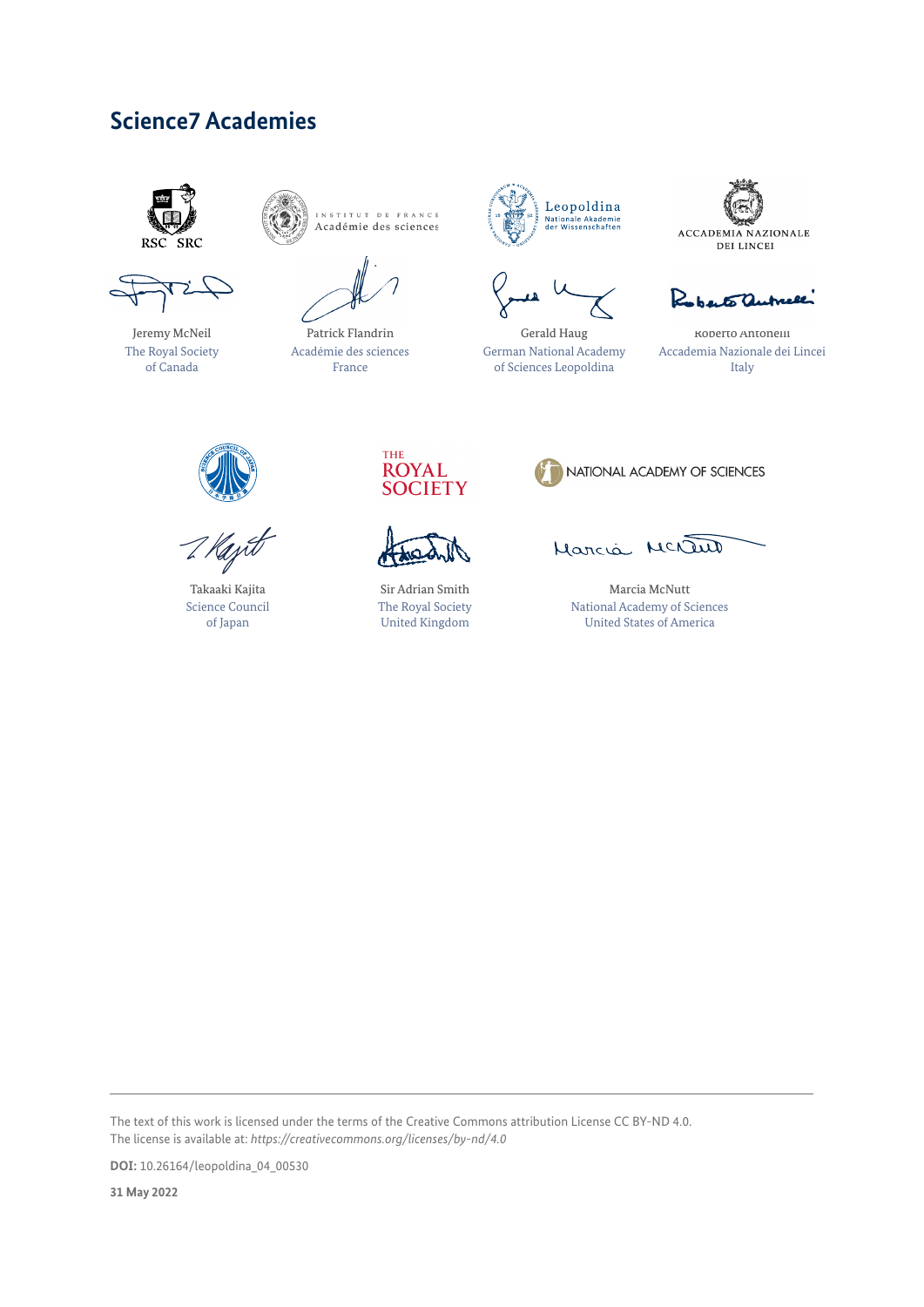## Science7 Academies

Jeremy McNeil
The Royal Society of Canada

Patrick Flandrin
Académie des sciences
France

Gerald Haug
German National Academy of Sciences Leopoldina

Roberto Antonelli
Accademia Nazionale dei Lincei
Italy

Takaaki Kajita
Science Council of Japan

Sir Adrian Smith
The Royal Society
United Kingdom

Marcia McNutt
National Academy of Sciences
United States of America

The text of this work is licensed under the terms of the Creative Commons attribution License CC BY-ND 4.0.
The license is available at: *https://creativecommons.org/licenses/by-nd/4.0*

**DOI:** 10.26164/leopoldina_04_00530

**31 May 2022**